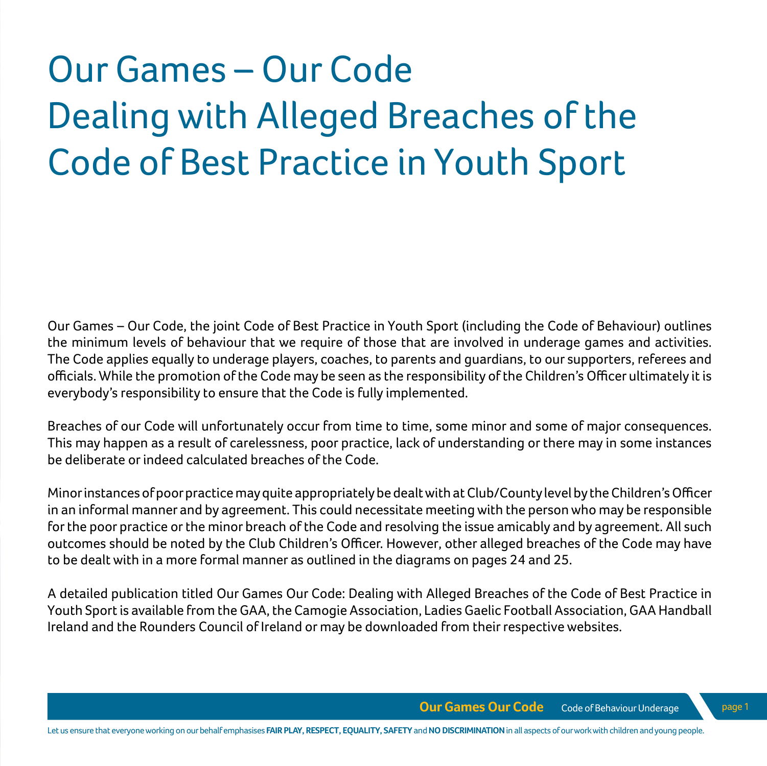# Our Games – Our Code
# Dealing with Alleged Breaches of the Code of Best Practice in Youth Sport

Our Games – Our Code, the joint Code of Best Practice in Youth Sport (including the Code of Behaviour) outlines the minimum levels of behaviour that we require of those that are involved in underage games and activities. The Code applies equally to underage players, coaches, to parents and guardians, to our supporters, referees and officials. While the promotion of the Code may be seen as the responsibility of the Children's Officer ultimately it is everybody's responsibility to ensure that the Code is fully implemented.

Breaches of our Code will unfortunately occur from time to time, some minor and some of major consequences. This may happen as a result of carelessness, poor practice, lack of understanding or there may in some instances be deliberate or indeed calculated breaches of the Code.

Minor instances of poor practice may quite appropriately be dealt with at Club/County level by the Children's Officer in an informal manner and by agreement. This could necessitate meeting with the person who may be responsible for the poor practice or the minor breach of the Code and resolving the issue amicably and by agreement. All such outcomes should be noted by the Club Children's Officer. However, other alleged breaches of the Code may have to be dealt with in a more formal manner as outlined in the diagrams on pages 24 and 25.

A detailed publication titled Our Games Our Code: Dealing with Alleged Breaches of the Code of Best Practice in Youth Sport is available from the GAA, the Camogie Association, Ladies Gaelic Football Association, GAA Handball Ireland and the Rounders Council of Ireland or may be downloaded from their respective websites.

Let us ensure that everyone working on our behalf emphasises **FAIR PLAY, RESPECT, EQUALITY, SAFETY** and **NO DISCRIMINATION** in all aspects of our work with children and young people.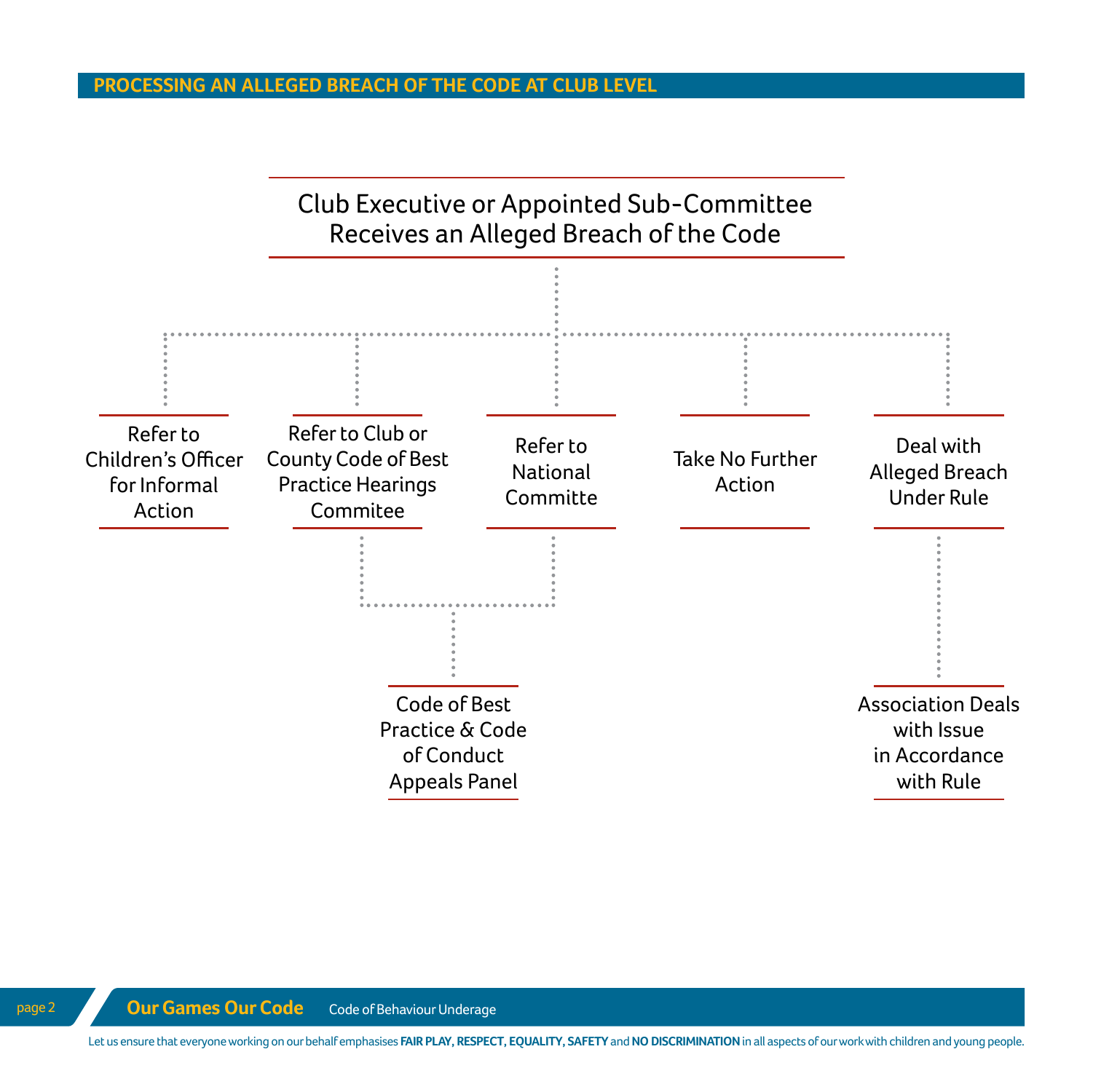## PROCESSING AN ALLEGED BREACH OF THE CODE AT CLUB LEVEL

**Club Executive or Appointed Sub-Committee Receives an Alleged Breach of the Code**

- Refer to Children's Officer for Informal Action
- Refer to Club or County Code of Best Practice Hearings Commitee
  - Code of Best Practice & Code of Conduct Appeals Panel
- Refer to National Committe
  - Code of Best Practice & Code of Conduct Appeals Panel
- Take No Further Action
- Deal with Alleged Breach Under Rule
  - Association Deals with Issue in Accordance with Rule

Let us ensure that everyone working on our behalf emphasises **FAIR PLAY, RESPECT, EQUALITY, SAFETY** and **NO DISCRIMINATION** in all aspects of our work with children and young people.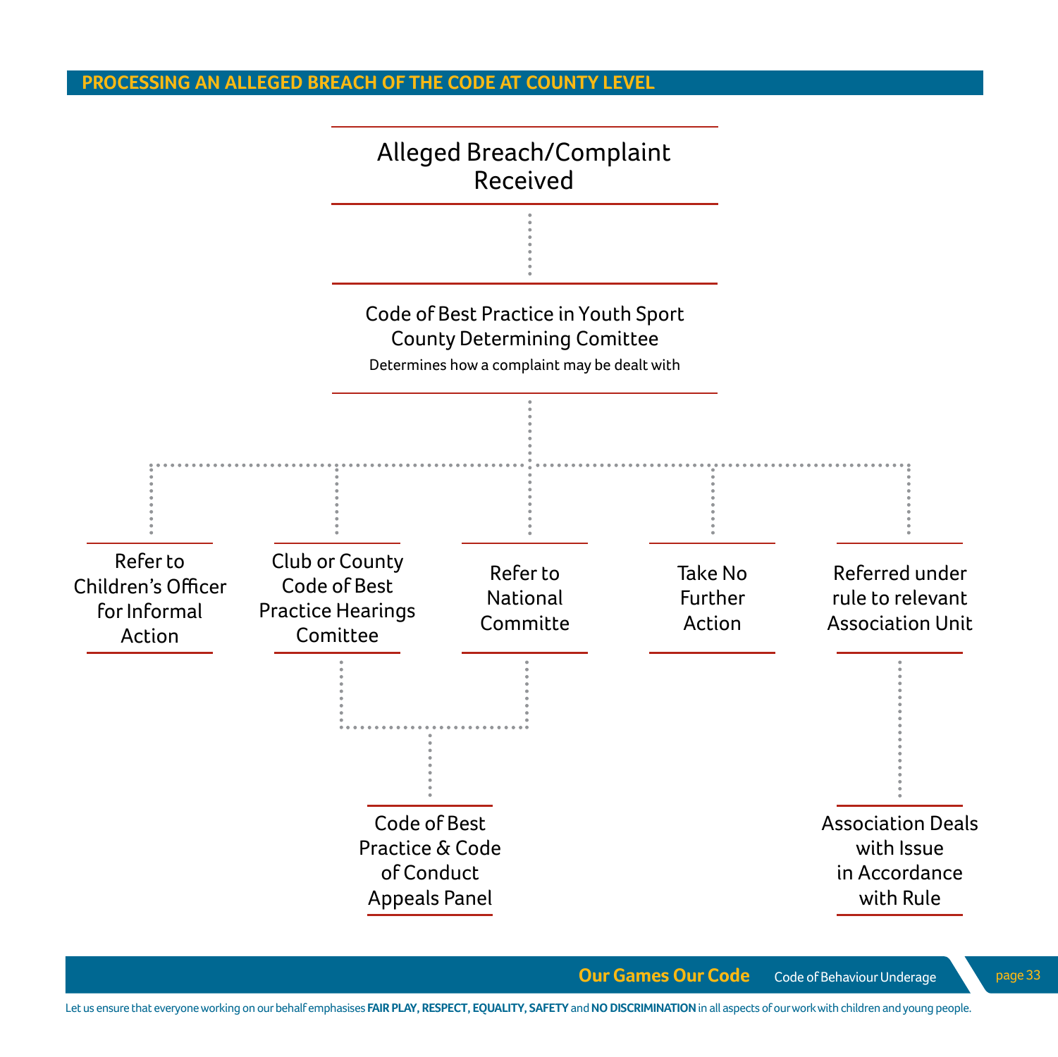## PROCESSING AN ALLEGED BREACH OF THE CODE AT COUNTY LEVEL

**Alleged Breach/Complaint Received**

↓

**Code of Best Practice in Youth Sport County Determining Comittee**

Determines how a complaint may be dealt with

↓

- Refer to Children's Officer for Informal Action
- Club or County Code of Best Practice Hearings Comittee
- Refer to National Committe
- Take No Further Action
- Referred under rule to relevant Association Unit

Club or County Code of Best Practice Hearings Comittee / Refer to National Committe → **Code of Best Practice & Code of Conduct Appeals Panel**

Referred under rule to relevant Association Unit → **Association Deals with Issue in Accordance with Rule**

Let us ensure that everyone working on our behalf emphasises **FAIR PLAY, RESPECT, EQUALITY, SAFETY** and **NO DISCRIMINATION** in all aspects of our work with children and young people.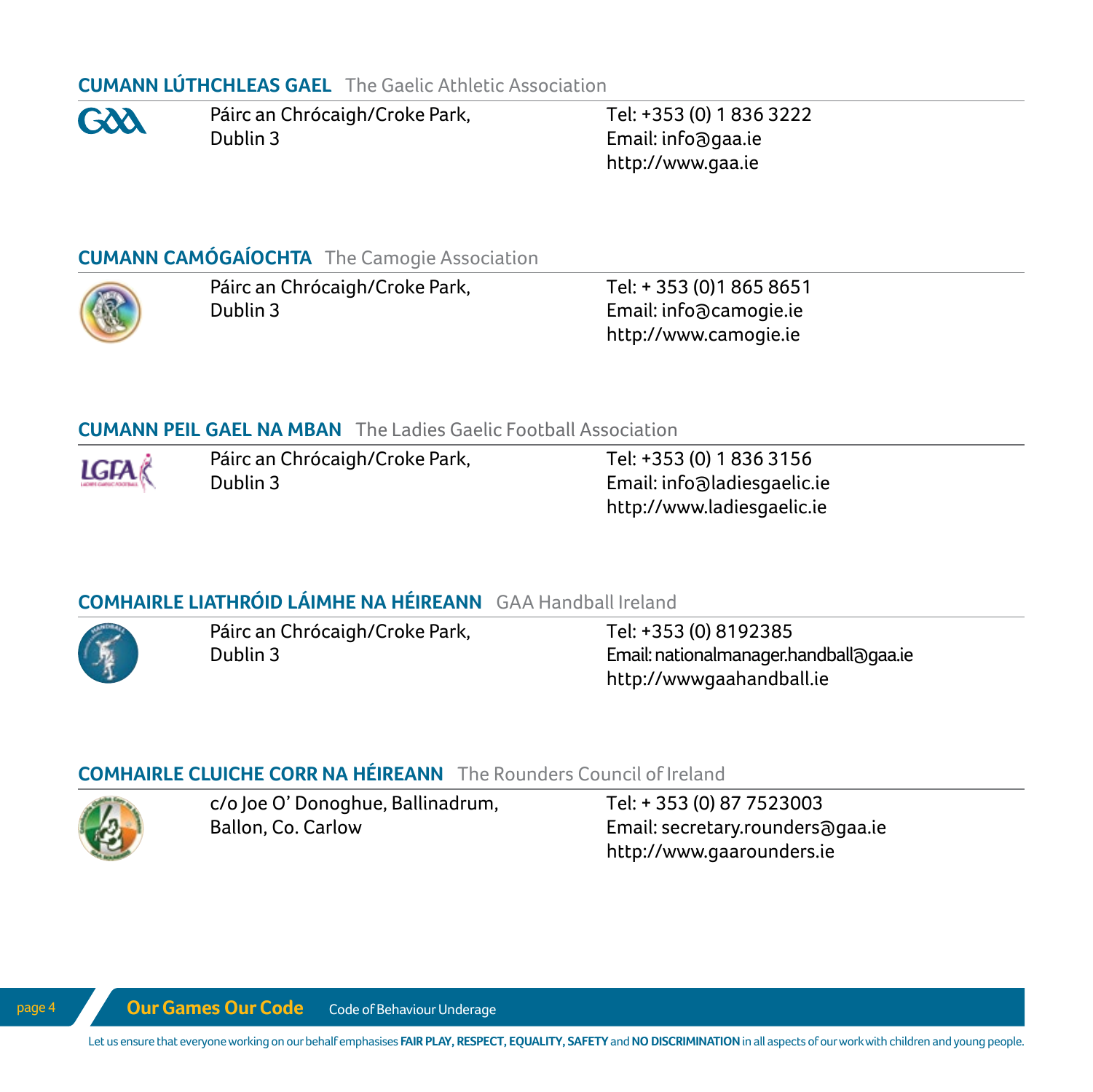## CUMANN LÚTHCHLEAS GAEL The Gaelic Athletic Association

Páirc an Chrócaigh/Croke Park,
Dublin 3

Tel: +353 (0) 1 836 3222
Email: info@gaa.ie
http://www.gaa.ie

## CUMANN CAMÓGAÍOCHTA The Camogie Association

Páirc an Chrócaigh/Croke Park,
Dublin 3

Tel: + 353 (0)1 865 8651
Email: info@camogie.ie
http://www.camogie.ie

## CUMANN PEIL GAEL NA MBAN The Ladies Gaelic Football Association

Páirc an Chrócaigh/Croke Park,
Dublin 3

Tel: +353 (0) 1 836 3156
Email: info@ladiesgaelic.ie
http://www.ladiesgaelic.ie

## COMHAIRLE LIATHRÓID LÁIMHE NA HÉIREANN GAA Handball Ireland

Páirc an Chrócaigh/Croke Park,
Dublin 3

Tel: +353 (0) 8192385
Email: nationalmanager.handball@gaa.ie
http://wwwgaahandball.ie

## COMHAIRLE CLUICHE CORR NA HÉIREANN The Rounders Council of Ireland

c/o Joe O' Donoghue, Ballinadrum,
Ballon, Co. Carlow

Tel: + 353 (0) 87 7523003
Email: secretary.rounders@gaa.ie
http://www.gaarounders.ie

Let us ensure that everyone working on our behalf emphasises **FAIR PLAY, RESPECT, EQUALITY, SAFETY** and **NO DISCRIMINATION** in all aspects of our work with children and young people.